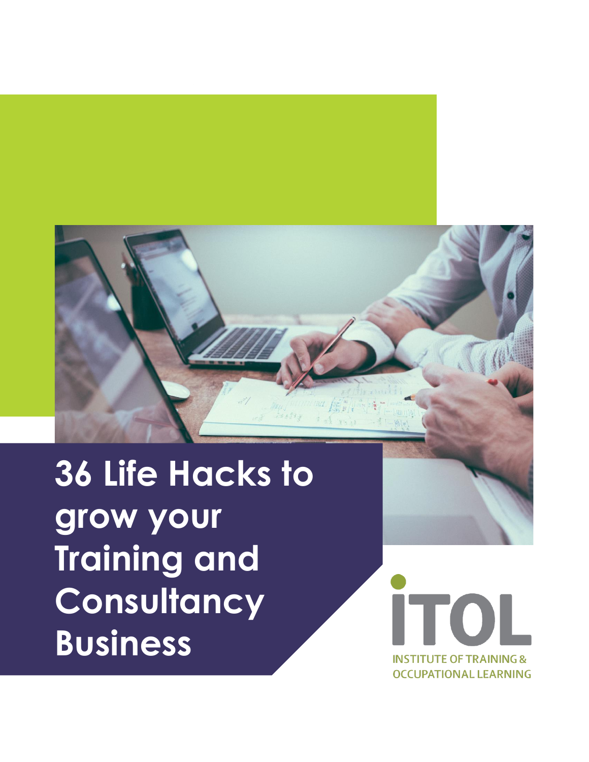# 36 Life Hacks to grow your Training and Consultancy Business

ITOL

INSTITUTE OF TRAINING & OCCUPATIONAL LEARNING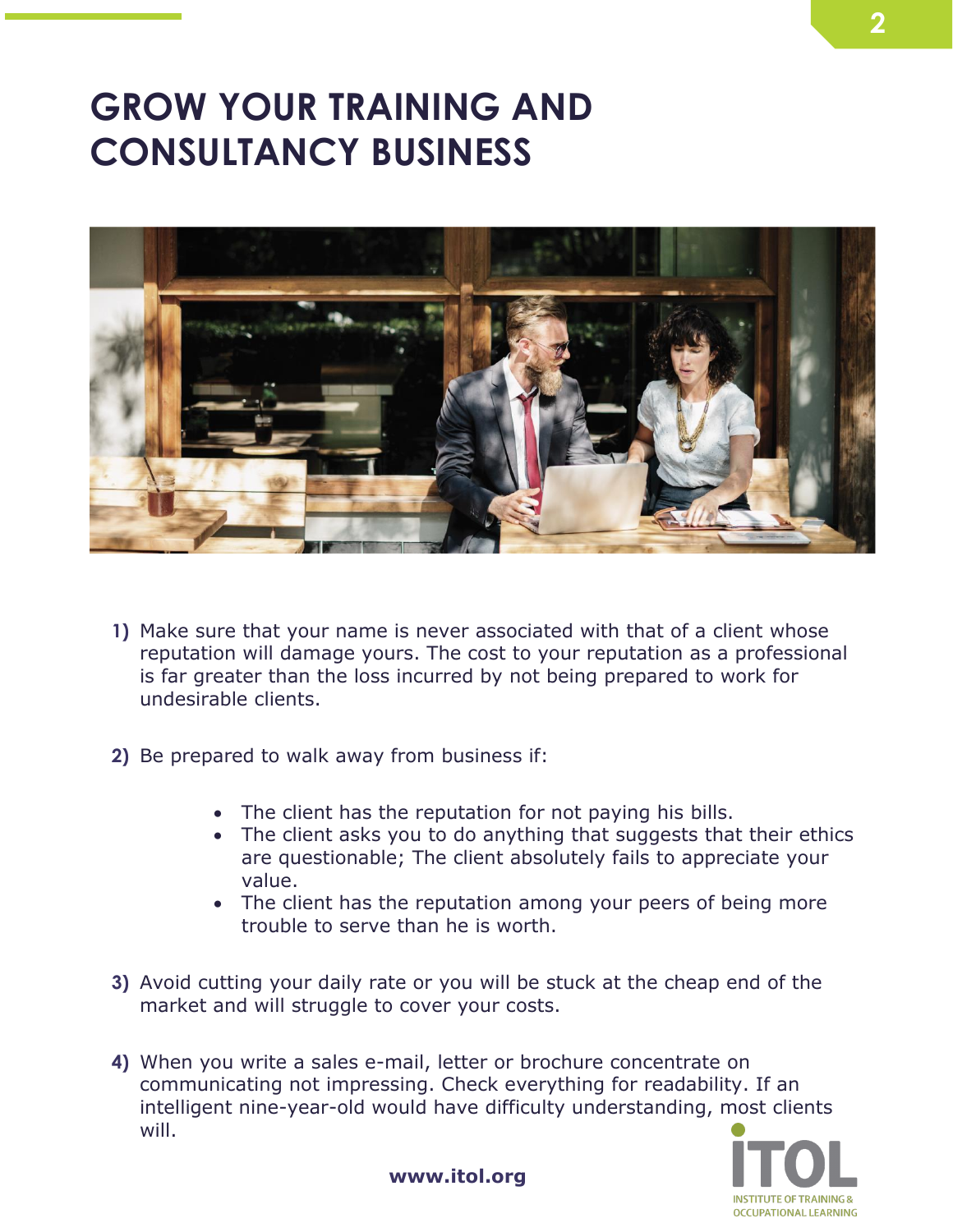# GROW YOUR TRAINING AND CONSULTANCY BUSINESS

1) Make sure that your name is never associated with that of a client whose reputation will damage yours. The cost to your reputation as a professional is far greater than the loss incurred by not being prepared to work for undesirable clients.

2) Be prepared to walk away from business if:

   - The client has the reputation for not paying his bills.
   - The client asks you to do anything that suggests that their ethics are questionable; The client absolutely fails to appreciate your value.
   - The client has the reputation among your peers of being more trouble to serve than he is worth.

3) Avoid cutting your daily rate or you will be stuck at the cheap end of the market and will struggle to cover your costs.

4) When you write a sales e-mail, letter or brochure concentrate on communicating not impressing. Check everything for readability. If an intelligent nine-year-old would have difficulty understanding, most clients will.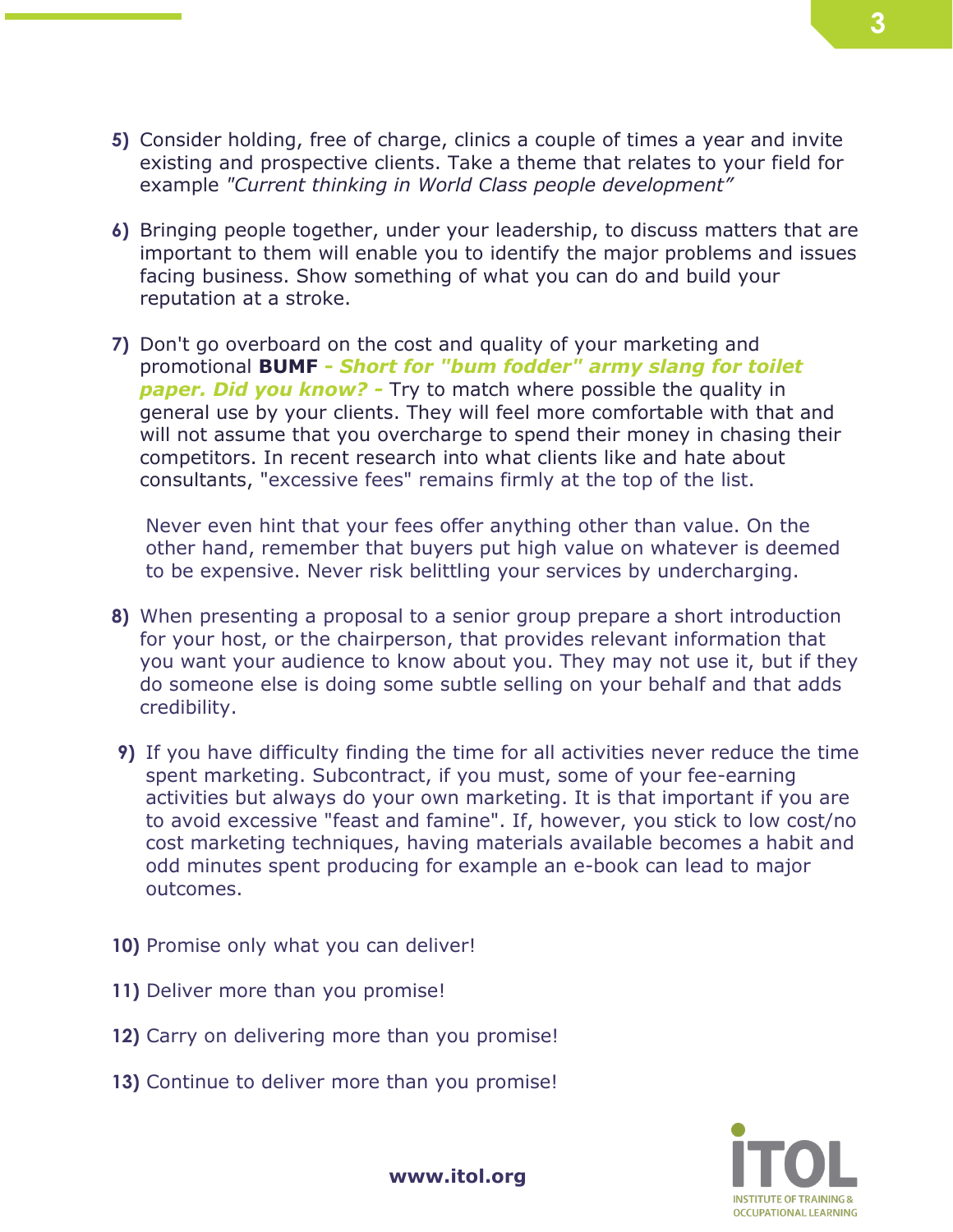5) Consider holding, free of charge, clinics a couple of times a year and invite existing and prospective clients. Take a theme that relates to your field for example *"Current thinking in World Class people development"*

6) Bringing people together, under your leadership, to discuss matters that are important to them will enable you to identify the major problems and issues facing business. Show something of what you can do and build your reputation at a stroke.

7) Don't go overboard on the cost and quality of your marketing and promotional **BUMF** ***- Short for "bum fodder" army slang for toilet paper. Did you know? -*** Try to match where possible the quality in general use by your clients. They will feel more comfortable with that and will not assume that you overcharge to spend their money in chasing their competitors. In recent research into what clients like and hate about consultants, "excessive fees" remains firmly at the top of the list.

   Never even hint that your fees offer anything other than value. On the other hand, remember that buyers put high value on whatever is deemed to be expensive. Never risk belittling your services by undercharging.

8) When presenting a proposal to a senior group prepare a short introduction for your host, or the chairperson, that provides relevant information that you want your audience to know about you. They may not use it, but if they do someone else is doing some subtle selling on your behalf and that adds credibility.

9) If you have difficulty finding the time for all activities never reduce the time spent marketing. Subcontract, if you must, some of your fee-earning activities but always do your own marketing. It is that important if you are to avoid excessive "feast and famine". If, however, you stick to low cost/no cost marketing techniques, having materials available becomes a habit and odd minutes spent producing for example an e-book can lead to major outcomes.

10) Promise only what you can deliver!

11) Deliver more than you promise!

12) Carry on delivering more than you promise!

13) Continue to deliver more than you promise!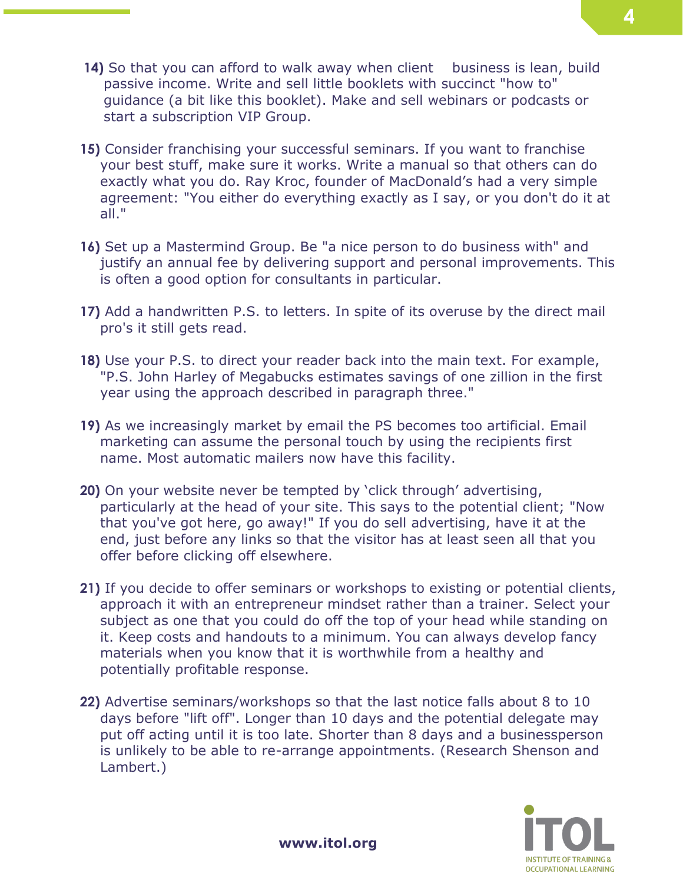**14)** So that you can afford to walk away when client business is lean, build passive income. Write and sell little booklets with succinct "how to" guidance (a bit like this booklet). Make and sell webinars or podcasts or start a subscription VIP Group.

**15)** Consider franchising your successful seminars. If you want to franchise your best stuff, make sure it works. Write a manual so that others can do exactly what you do. Ray Kroc, founder of MacDonald's had a very simple agreement: "You either do everything exactly as I say, or you don't do it at all."

**16)** Set up a Mastermind Group. Be "a nice person to do business with" and justify an annual fee by delivering support and personal improvements. This is often a good option for consultants in particular.

**17)** Add a handwritten P.S. to letters. In spite of its overuse by the direct mail pro's it still gets read.

**18)** Use your P.S. to direct your reader back into the main text. For example, "P.S. John Harley of Megabucks estimates savings of one zillion in the first year using the approach described in paragraph three."

**19)** As we increasingly market by email the PS becomes too artificial. Email marketing can assume the personal touch by using the recipients first name. Most automatic mailers now have this facility.

**20)** On your website never be tempted by 'click through' advertising, particularly at the head of your site. This says to the potential client; "Now that you've got here, go away!" If you do sell advertising, have it at the end, just before any links so that the visitor has at least seen all that you offer before clicking off elsewhere.

**21)** If you decide to offer seminars or workshops to existing or potential clients, approach it with an entrepreneur mindset rather than a trainer. Select your subject as one that you could do off the top of your head while standing on it. Keep costs and handouts to a minimum. You can always develop fancy materials when you know that it is worthwhile from a healthy and potentially profitable response.

**22)** Advertise seminars/workshops so that the last notice falls about 8 to 10 days before "lift off". Longer than 10 days and the potential delegate may put off acting until it is too late. Shorter than 8 days and a businessperson is unlikely to be able to re-arrange appointments. (Research Shenson and Lambert.)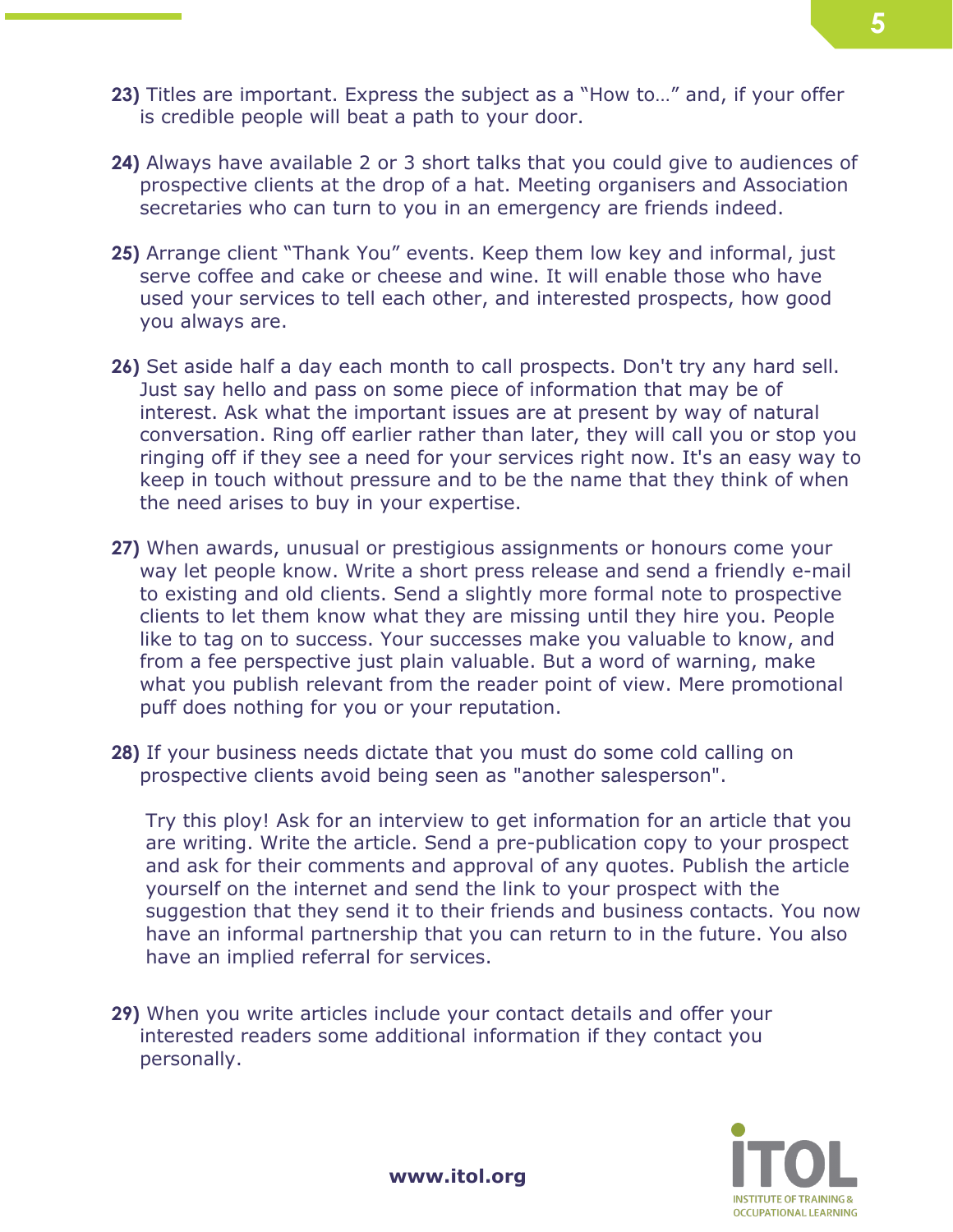**23)** Titles are important. Express the subject as a "How to…" and, if your offer is credible people will beat a path to your door.

**24)** Always have available 2 or 3 short talks that you could give to audiences of prospective clients at the drop of a hat. Meeting organisers and Association secretaries who can turn to you in an emergency are friends indeed.

**25)** Arrange client "Thank You" events. Keep them low key and informal, just serve coffee and cake or cheese and wine. It will enable those who have used your services to tell each other, and interested prospects, how good you always are.

**26)** Set aside half a day each month to call prospects. Don't try any hard sell. Just say hello and pass on some piece of information that may be of interest. Ask what the important issues are at present by way of natural conversation. Ring off earlier rather than later, they will call you or stop you ringing off if they see a need for your services right now. It's an easy way to keep in touch without pressure and to be the name that they think of when the need arises to buy in your expertise.

**27)** When awards, unusual or prestigious assignments or honours come your way let people know. Write a short press release and send a friendly e-mail to existing and old clients. Send a slightly more formal note to prospective clients to let them know what they are missing until they hire you. People like to tag on to success. Your successes make you valuable to know, and from a fee perspective just plain valuable. But a word of warning, make what you publish relevant from the reader point of view. Mere promotional puff does nothing for you or your reputation.

**28)** If your business needs dictate that you must do some cold calling on prospective clients avoid being seen as "another salesperson".

Try this ploy! Ask for an interview to get information for an article that you are writing. Write the article. Send a pre-publication copy to your prospect and ask for their comments and approval of any quotes. Publish the article yourself on the internet and send the link to your prospect with the suggestion that they send it to their friends and business contacts. You now have an informal partnership that you can return to in the future. You also have an implied referral for services.

**29)** When you write articles include your contact details and offer your interested readers some additional information if they contact you personally.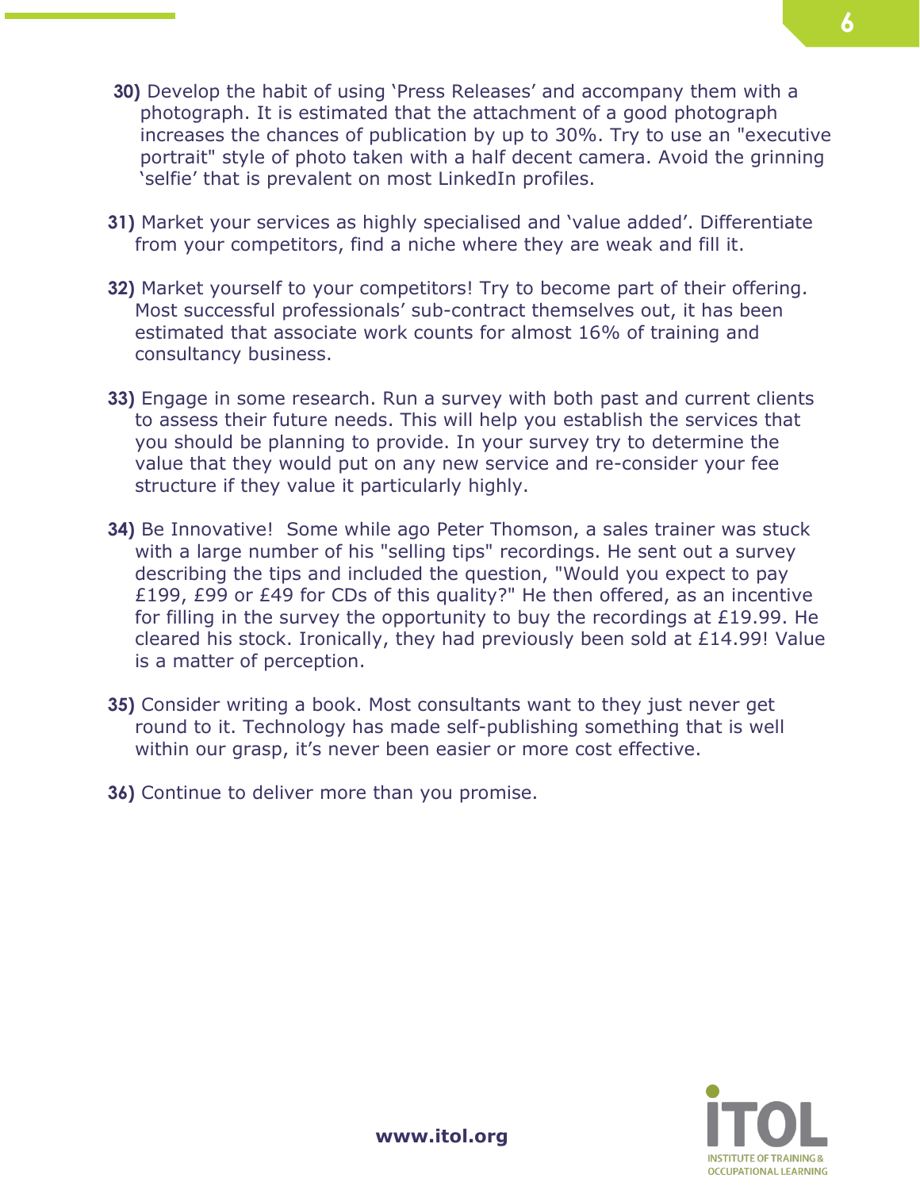**30)** Develop the habit of using 'Press Releases' and accompany them with a photograph. It is estimated that the attachment of a good photograph increases the chances of publication by up to 30%. Try to use an "executive portrait" style of photo taken with a half decent camera. Avoid the grinning 'selfie' that is prevalent on most LinkedIn profiles.

**31)** Market your services as highly specialised and 'value added'. Differentiate from your competitors, find a niche where they are weak and fill it.

**32)** Market yourself to your competitors! Try to become part of their offering. Most successful professionals' sub-contract themselves out, it has been estimated that associate work counts for almost 16% of training and consultancy business.

**33)** Engage in some research. Run a survey with both past and current clients to assess their future needs. This will help you establish the services that you should be planning to provide. In your survey try to determine the value that they would put on any new service and re-consider your fee structure if they value it particularly highly.

**34)** Be Innovative! Some while ago Peter Thomson, a sales trainer was stuck with a large number of his "selling tips" recordings. He sent out a survey describing the tips and included the question, "Would you expect to pay £199, £99 or £49 for CDs of this quality?" He then offered, as an incentive for filling in the survey the opportunity to buy the recordings at £19.99. He cleared his stock. Ironically, they had previously been sold at £14.99! Value is a matter of perception.

**35)** Consider writing a book. Most consultants want to they just never get round to it. Technology has made self-publishing something that is well within our grasp, it's never been easier or more cost effective.

**36)** Continue to deliver more than you promise.

**www.itol.org**

iTOL
INSTITUTE OF TRAINING & OCCUPATIONAL LEARNING